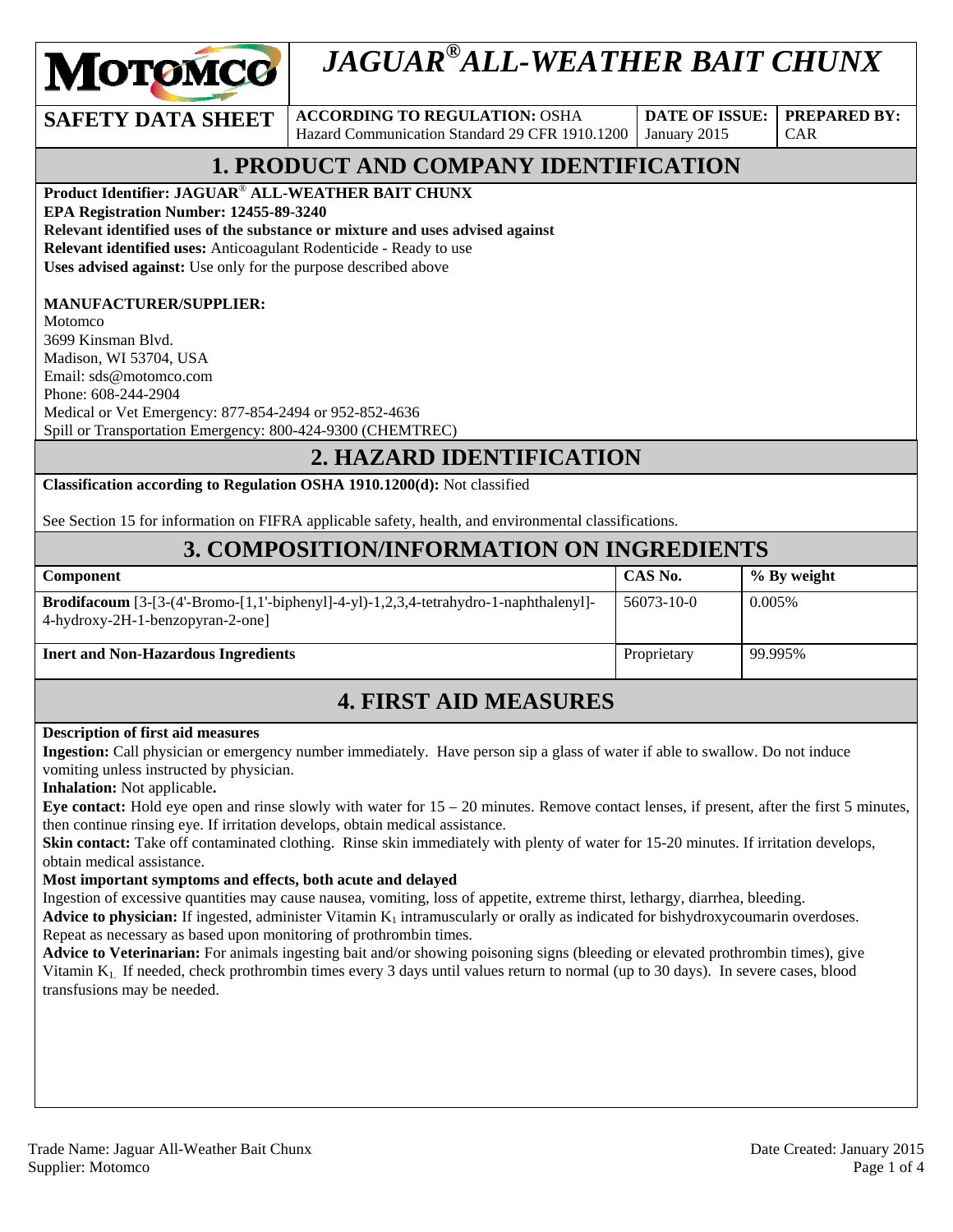# JAGUAR® ALL-WEATHER BAIT CHUNX

| SAFETY DATA SHEET | ACCORDING TO REGULATION: OSHA Hazard Communication Standard 29 CFR 1910.1200 | DATE OF ISSUE: January 2015 | PREPARED BY: CAR |
|---|---|---|---|

## 1. PRODUCT AND COMPANY IDENTIFICATION

**Product Identifier: JAGUAR® ALL-WEATHER BAIT CHUNX**
**EPA Registration Number: 12455-89-3240**
**Relevant identified uses of the substance or mixture and uses advised against**
**Relevant identified uses:** Anticoagulant Rodenticide - Ready to use
**Uses advised against:** Use only for the purpose described above

**MANUFACTURER/SUPPLIER:**
Motomco
3699 Kinsman Blvd.
Madison, WI 53704, USA
Email: sds@motomco.com
Phone: 608-244-2904
Medical or Vet Emergency: 877-854-2494 or 952-852-4636
Spill or Transportation Emergency: 800-424-9300 (CHEMTREC)

## 2. HAZARD IDENTIFICATION

**Classification according to Regulation OSHA 1910.1200(d):** Not classified

See Section 15 for information on FIFRA applicable safety, health, and environmental classifications.

## 3. COMPOSITION/INFORMATION ON INGREDIENTS

| Component | CAS No. | % By weight |
|---|---|---|
| **Brodifacoum** [3-[3-(4'-Bromo-[1,1'-biphenyl]-4-yl)-1,2,3,4-tetrahydro-1-naphthalenyl]-4-hydroxy-2H-1-benzopyran-2-one] | 56073-10-0 | 0.005% |
| **Inert and Non-Hazardous Ingredients** | Proprietary | 99.995% |

## 4. FIRST AID MEASURES

**Description of first aid measures**
**Ingestion:** Call physician or emergency number immediately. Have person sip a glass of water if able to swallow. Do not induce vomiting unless instructed by physician.
**Inhalation:** Not applicable**.**
**Eye contact:** Hold eye open and rinse slowly with water for 15 – 20 minutes. Remove contact lenses, if present, after the first 5 minutes, then continue rinsing eye. If irritation develops, obtain medical assistance.
**Skin contact:** Take off contaminated clothing. Rinse skin immediately with plenty of water for 15-20 minutes. If irritation develops, obtain medical assistance.
**Most important symptoms and effects, both acute and delayed**
Ingestion of excessive quantities may cause nausea, vomiting, loss of appetite, extreme thirst, lethargy, diarrhea, bleeding.
**Advice to physician:** If ingested, administer Vitamin $K_1$ intramuscularly or orally as indicated for bishydroxycoumarin overdoses. Repeat as necessary as based upon monitoring of prothrombin times.
**Advice to Veterinarian:** For animals ingesting bait and/or showing poisoning signs (bleeding or elevated prothrombin times), give Vitamin $K_1$. If needed, check prothrombin times every 3 days until values return to normal (up to 30 days). In severe cases, blood transfusions may be needed.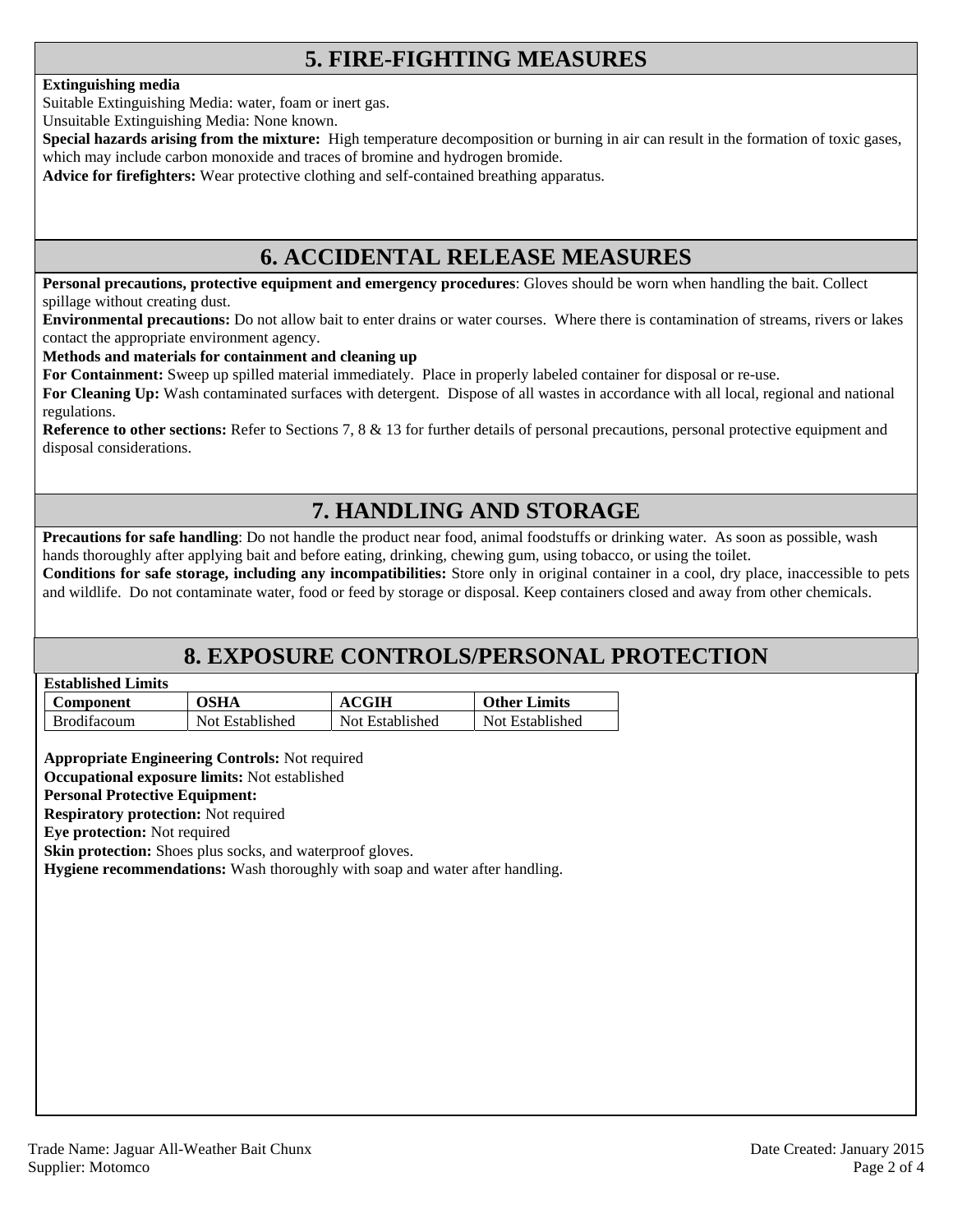## 5. FIRE-FIGHTING MEASURES

**Extinguishing media**

Suitable Extinguishing Media: water, foam or inert gas.

Unsuitable Extinguishing Media: None known.

**Special hazards arising from the mixture:** High temperature decomposition or burning in air can result in the formation of toxic gases, which may include carbon monoxide and traces of bromine and hydrogen bromide.

**Advice for firefighters:** Wear protective clothing and self-contained breathing apparatus.

## 6. ACCIDENTAL RELEASE MEASURES

**Personal precautions, protective equipment and emergency procedures**: Gloves should be worn when handling the bait. Collect spillage without creating dust.

**Environmental precautions:** Do not allow bait to enter drains or water courses. Where there is contamination of streams, rivers or lakes contact the appropriate environment agency.

**Methods and materials for containment and cleaning up**

**For Containment:** Sweep up spilled material immediately. Place in properly labeled container for disposal or re-use.

**For Cleaning Up:** Wash contaminated surfaces with detergent. Dispose of all wastes in accordance with all local, regional and national regulations.

**Reference to other sections:** Refer to Sections 7, 8 & 13 for further details of personal precautions, personal protective equipment and disposal considerations.

## 7. HANDLING AND STORAGE

**Precautions for safe handling**: Do not handle the product near food, animal foodstuffs or drinking water. As soon as possible, wash hands thoroughly after applying bait and before eating, drinking, chewing gum, using tobacco, or using the toilet.

**Conditions for safe storage, including any incompatibilities:** Store only in original container in a cool, dry place, inaccessible to pets and wildlife. Do not contaminate water, food or feed by storage or disposal. Keep containers closed and away from other chemicals.

## 8. EXPOSURE CONTROLS/PERSONAL PROTECTION

**Established Limits**

| Component | OSHA | ACGIH | Other Limits |
|---|---|---|---|
| Brodifacoum | Not Established | Not Established | Not Established |

**Appropriate Engineering Controls:** Not required

**Occupational exposure limits:** Not established

**Personal Protective Equipment:**

**Respiratory protection:** Not required

**Eye protection:** Not required

**Skin protection:** Shoes plus socks, and waterproof gloves.

**Hygiene recommendations:** Wash thoroughly with soap and water after handling.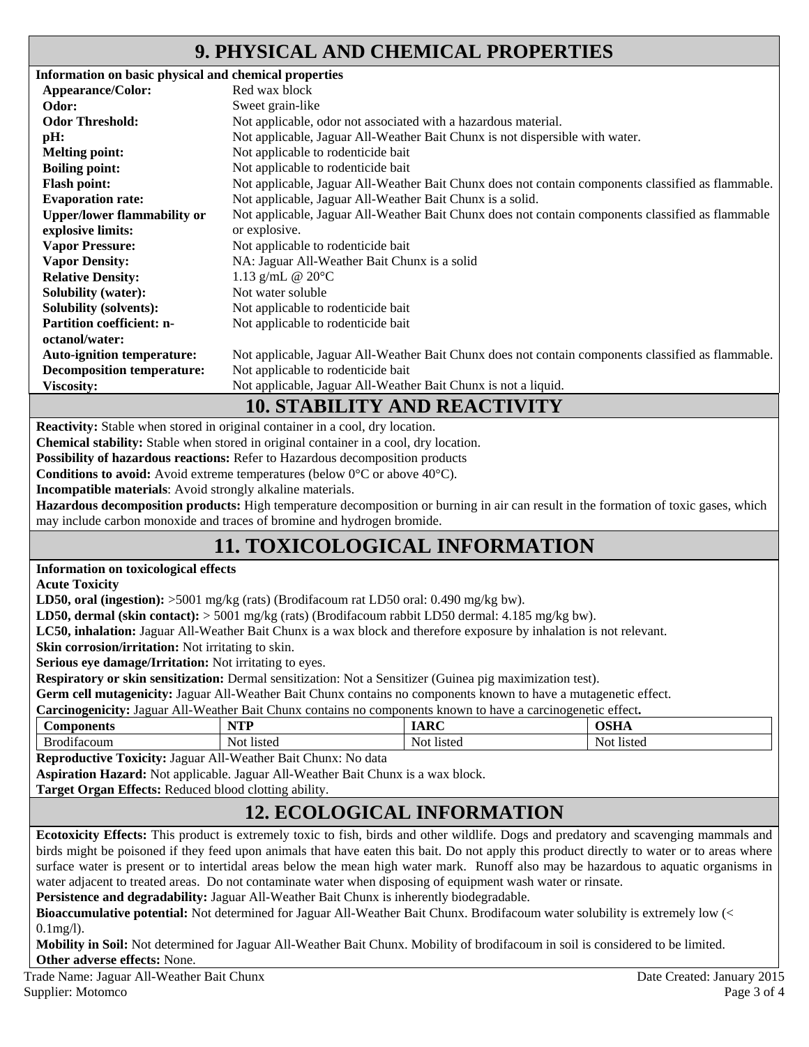## 9. PHYSICAL AND CHEMICAL PROPERTIES

**Information on basic physical and chemical properties**

| | |
|---|---|
| **Appearance/Color:** | Red wax block |
| **Odor:** | Sweet grain-like |
| **Odor Threshold:** | Not applicable, odor not associated with a hazardous material. |
| **pH:** | Not applicable, Jaguar All-Weather Bait Chunx is not dispersible with water. |
| **Melting point:** | Not applicable to rodenticide bait |
| **Boiling point:** | Not applicable to rodenticide bait |
| **Flash point:** | Not applicable, Jaguar All-Weather Bait Chunx does not contain components classified as flammable. |
| **Evaporation rate:** | Not applicable, Jaguar All-Weather Bait Chunx is a solid. |
| **Upper/lower flammability or explosive limits:** | Not applicable, Jaguar All-Weather Bait Chunx does not contain components classified as flammable or explosive. |
| **Vapor Pressure:** | Not applicable to rodenticide bait |
| **Vapor Density:** | NA: Jaguar All-Weather Bait Chunx is a solid |
| **Relative Density:** | 1.13 g/mL @ 20°C |
| **Solubility (water):** | Not water soluble |
| **Solubility (solvents):** | Not applicable to rodenticide bait |
| **Partition coefficient: n-octanol/water:** | Not applicable to rodenticide bait |
| **Auto-ignition temperature:** | Not applicable, Jaguar All-Weather Bait Chunx does not contain components classified as flammable. |
| **Decomposition temperature:** | Not applicable to rodenticide bait |
| **Viscosity:** | Not applicable, Jaguar All-Weather Bait Chunx is not a liquid. |

## 10. STABILITY AND REACTIVITY

**Reactivity:** Stable when stored in original container in a cool, dry location.

**Chemical stability:** Stable when stored in original container in a cool, dry location.

**Possibility of hazardous reactions:** Refer to Hazardous decomposition products

**Conditions to avoid:** Avoid extreme temperatures (below 0°C or above 40°C).

**Incompatible materials**: Avoid strongly alkaline materials.

**Hazardous decomposition products:** High temperature decomposition or burning in air can result in the formation of toxic gases, which may include carbon monoxide and traces of bromine and hydrogen bromide.

## 11. TOXICOLOGICAL INFORMATION

**Information on toxicological effects**

**Acute Toxicity**

**LD50, oral (ingestion):** >5001 mg/kg (rats) (Brodifacoum rat LD50 oral: 0.490 mg/kg bw).

**LD50, dermal (skin contact):** > 5001 mg/kg (rats) (Brodifacoum rabbit LD50 dermal: 4.185 mg/kg bw).

**LC50, inhalation:** Jaguar All-Weather Bait Chunx is a wax block and therefore exposure by inhalation is not relevant.

**Skin corrosion/irritation:** Not irritating to skin.

**Serious eye damage/Irritation:** Not irritating to eyes.

**Respiratory or skin sensitization:** Dermal sensitization: Not a Sensitizer (Guinea pig maximization test).

**Germ cell mutagenicity:** Jaguar All-Weather Bait Chunx contains no components known to have a mutagenetic effect.

**Carcinogenicity:** Jaguar All-Weather Bait Chunx contains no components known to have a carcinogenetic effect**.**

| Components | NTP | IARC | OSHA |
|---|---|---|---|
| Brodifacoum | Not listed | Not listed | Not listed |

**Reproductive Toxicity:** Jaguar All-Weather Bait Chunx: No data

**Aspiration Hazard:** Not applicable. Jaguar All-Weather Bait Chunx is a wax block.

**Target Organ Effects:** Reduced blood clotting ability.

## 12. ECOLOGICAL INFORMATION

**Ecotoxicity Effects:** This product is extremely toxic to fish, birds and other wildlife. Dogs and predatory and scavenging mammals and birds might be poisoned if they feed upon animals that have eaten this bait. Do not apply this product directly to water or to areas where surface water is present or to intertidal areas below the mean high water mark. Runoff also may be hazardous to aquatic organisms in water adjacent to treated areas. Do not contaminate water when disposing of equipment wash water or rinsate.

**Persistence and degradability:** Jaguar All-Weather Bait Chunx is inherently biodegradable.

**Bioaccumulative potential:** Not determined for Jaguar All-Weather Bait Chunx. Brodifacoum water solubility is extremely low (< 0.1mg/l).

**Mobility in Soil:** Not determined for Jaguar All-Weather Bait Chunx. Mobility of brodifacoum in soil is considered to be limited.

**Other adverse effects:** None.

Trade Name: Jaguar All-Weather Bait Chunx
Supplier: Motomco

Date Created: January 2015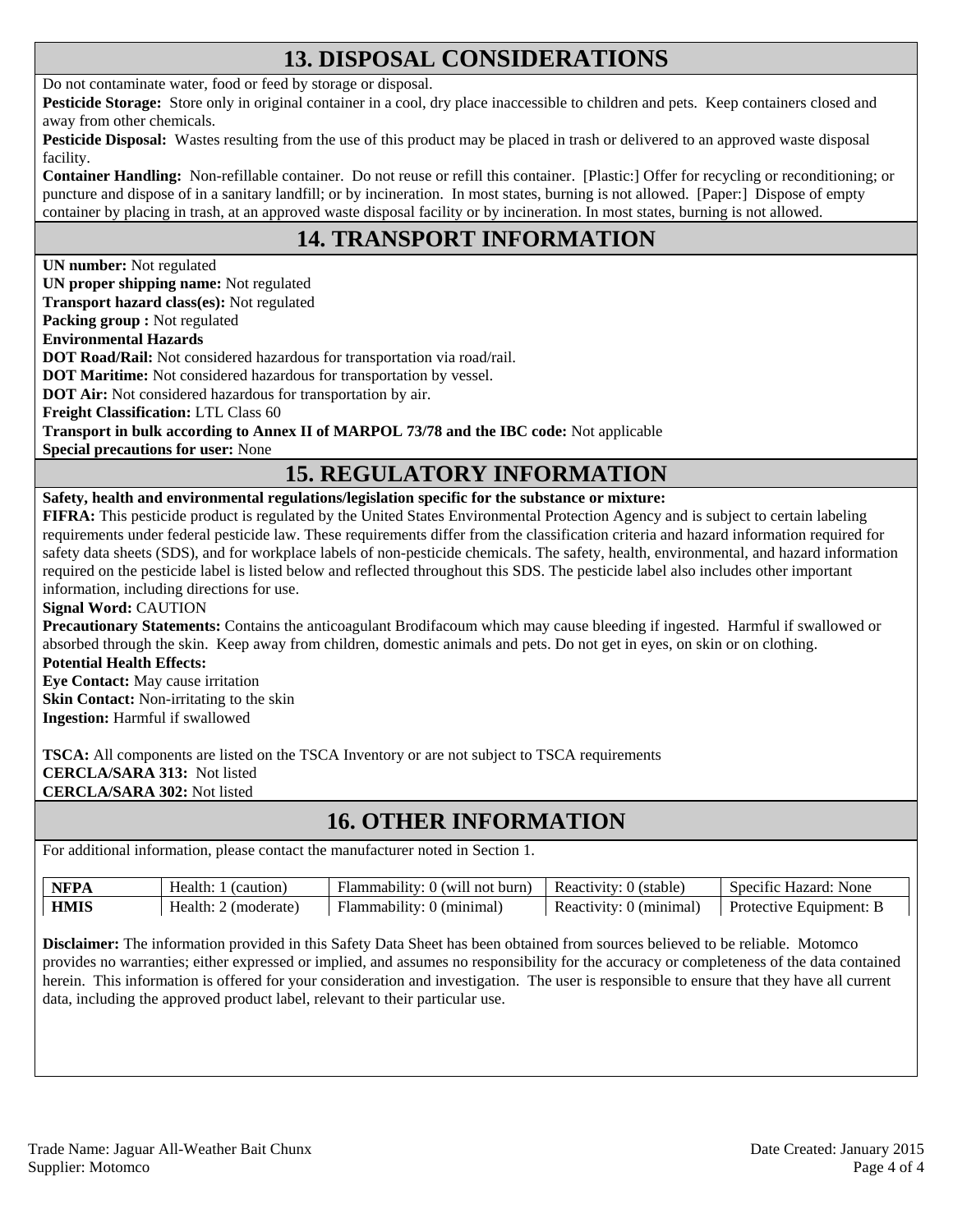## 13. DISPOSAL CONSIDERATIONS

Do not contaminate water, food or feed by storage or disposal.

**Pesticide Storage:** Store only in original container in a cool, dry place inaccessible to children and pets. Keep containers closed and away from other chemicals.

**Pesticide Disposal:** Wastes resulting from the use of this product may be placed in trash or delivered to an approved waste disposal facility.

**Container Handling:** Non-refillable container. Do not reuse or refill this container. [Plastic:] Offer for recycling or reconditioning; or puncture and dispose of in a sanitary landfill; or by incineration. In most states, burning is not allowed. [Paper:] Dispose of empty container by placing in trash, at an approved waste disposal facility or by incineration. In most states, burning is not allowed.

## 14. TRANSPORT INFORMATION

**UN number:** Not regulated
**UN proper shipping name:** Not regulated
**Transport hazard class(es):** Not regulated
**Packing group :** Not regulated
**Environmental Hazards**
**DOT Road/Rail:** Not considered hazardous for transportation via road/rail.
**DOT Maritime:** Not considered hazardous for transportation by vessel.
**DOT Air:** Not considered hazardous for transportation by air.
**Freight Classification:** LTL Class 60
**Transport in bulk according to Annex II of MARPOL 73/78 and the IBC code:** Not applicable
**Special precautions for user:** None

## 15. REGULATORY INFORMATION

**Safety, health and environmental regulations/legislation specific for the substance or mixture:**

**FIFRA:** This pesticide product is regulated by the United States Environmental Protection Agency and is subject to certain labeling requirements under federal pesticide law. These requirements differ from the classification criteria and hazard information required for safety data sheets (SDS), and for workplace labels of non-pesticide chemicals. The safety, health, environmental, and hazard information required on the pesticide label is listed below and reflected throughout this SDS. The pesticide label also includes other important information, including directions for use.

**Signal Word:** CAUTION

**Precautionary Statements:** Contains the anticoagulant Brodifacoum which may cause bleeding if ingested. Harmful if swallowed or absorbed through the skin. Keep away from children, domestic animals and pets. Do not get in eyes, on skin or on clothing.

**Potential Health Effects:**
**Eye Contact:** May cause irritation
**Skin Contact:** Non-irritating to the skin
**Ingestion:** Harmful if swallowed

**TSCA:** All components are listed on the TSCA Inventory or are not subject to TSCA requirements
**CERCLA/SARA 313:** Not listed
**CERCLA/SARA 302:** Not listed

## 16. OTHER INFORMATION

For additional information, please contact the manufacturer noted in Section 1.

| | | | | |
|---|---|---|---|---|
| **NFPA** | Health: 1 (caution) | Flammability: 0 (will not burn) | Reactivity: 0 (stable) | Specific Hazard: None |
| **HMIS** | Health: 2 (moderate) | Flammability: 0 (minimal) | Reactivity: 0 (minimal) | Protective Equipment: B |

**Disclaimer:** The information provided in this Safety Data Sheet has been obtained from sources believed to be reliable. Motomco provides no warranties; either expressed or implied, and assumes no responsibility for the accuracy or completeness of the data contained herein. This information is offered for your consideration and investigation. The user is responsible to ensure that they have all current data, including the approved product label, relevant to their particular use.